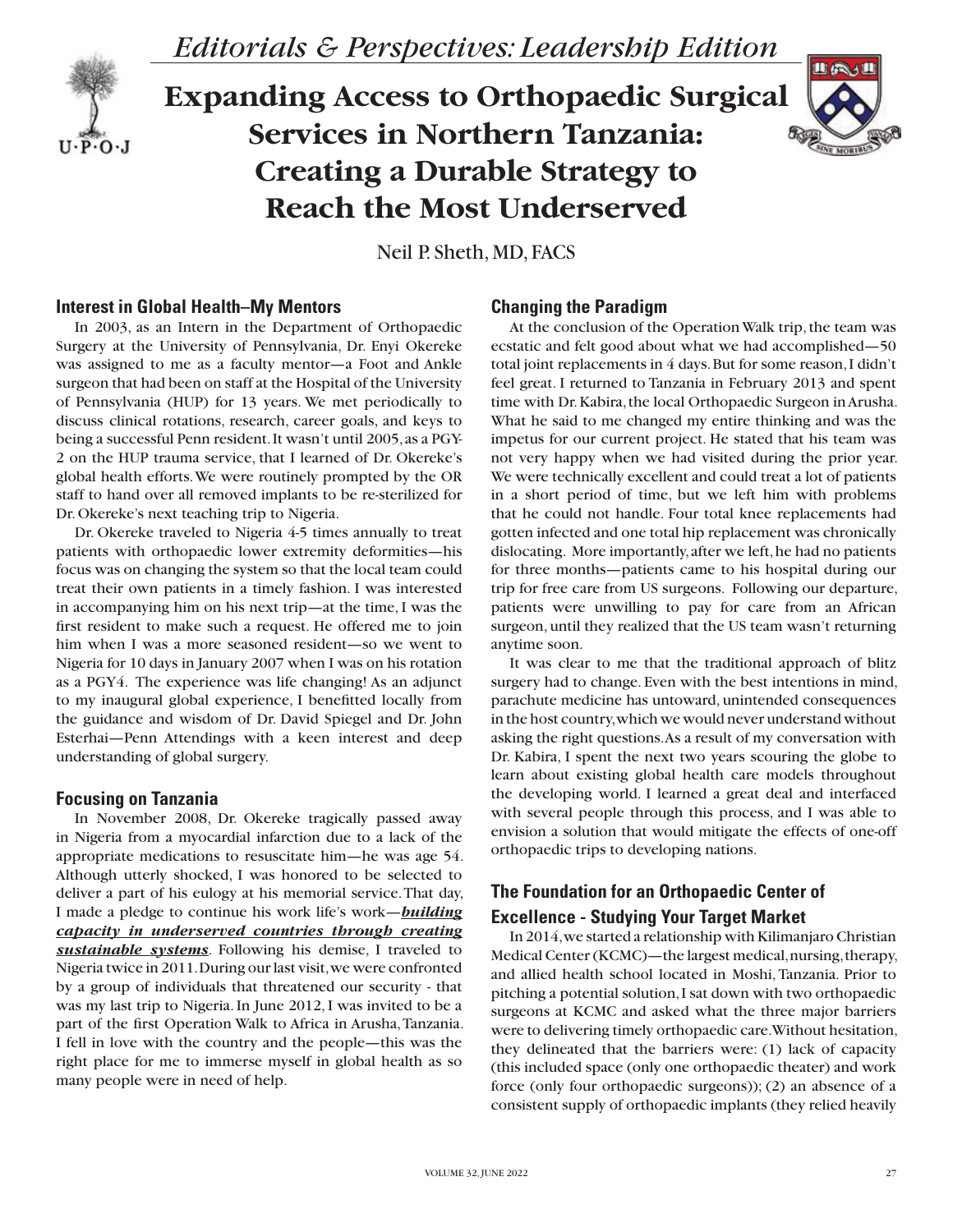*Editorials & Perspectives: Leadership Edition*

# Expanding Access to Orthopaedic Surgical Services in Northern Tanzania: Creating a Durable Strategy to Reach the Most Underserved

Neil P. Sheth, MD, FACS

## Interest in Global Health–My Mentors

In 2003, as an Intern in the Department of Orthopaedic Surgery at the University of Pennsylvania, Dr. Enyi Okereke was assigned to me as a faculty mentor—a Foot and Ankle surgeon that had been on staff at the Hospital of the University of Pennsylvania (HUP) for 13 years. We met periodically to discuss clinical rotations, research, career goals, and keys to being a successful Penn resident. It wasn't until 2005, as a PGY-2 on the HUP trauma service, that I learned of Dr. Okereke's global health efforts. We were routinely prompted by the OR staff to hand over all removed implants to be re-sterilized for Dr. Okereke's next teaching trip to Nigeria.

Dr. Okereke traveled to Nigeria 4-5 times annually to treat patients with orthopaedic lower extremity deformities—his focus was on changing the system so that the local team could treat their own patients in a timely fashion. I was interested in accompanying him on his next trip—at the time, I was the first resident to make such a request. He offered me to join him when I was a more seasoned resident—so we went to Nigeria for 10 days in January 2007 when I was on his rotation as a PGY4. The experience was life changing! As an adjunct to my inaugural global experience, I benefitted locally from the guidance and wisdom of Dr. David Spiegel and Dr. John Esterhai—Penn Attendings with a keen interest and deep understanding of global surgery.

## Focusing on Tanzania

In November 2008, Dr. Okereke tragically passed away in Nigeria from a myocardial infarction due to a lack of the appropriate medications to resuscitate him—he was age 54. Although utterly shocked, I was honored to be selected to deliver a part of his eulogy at his memorial service. That day, I made a pledge to continue his work life's work—***building capacity in underserved countries through creating sustainable systems***. Following his demise, I traveled to Nigeria twice in 2011. During our last visit, we were confronted by a group of individuals that threatened our security - that was my last trip to Nigeria. In June 2012, I was invited to be a part of the first Operation Walk to Africa in Arusha, Tanzania. I fell in love with the country and the people—this was the right place for me to immerse myself in global health as so many people were in need of help.

## Changing the Paradigm

At the conclusion of the Operation Walk trip, the team was ecstatic and felt good about what we had accomplished—50 total joint replacements in 4 days. But for some reason, I didn't feel great. I returned to Tanzania in February 2013 and spent time with Dr. Kabira, the local Orthopaedic Surgeon in Arusha. What he said to me changed my entire thinking and was the impetus for our current project. He stated that his team was not very happy when we had visited during the prior year. We were technically excellent and could treat a lot of patients in a short period of time, but we left him with problems that he could not handle. Four total knee replacements had gotten infected and one total hip replacement was chronically dislocating. More importantly, after we left, he had no patients for three months—patients came to his hospital during our trip for free care from US surgeons. Following our departure, patients were unwilling to pay for care from an African surgeon, until they realized that the US team wasn't returning anytime soon.

It was clear to me that the traditional approach of blitz surgery had to change. Even with the best intentions in mind, parachute medicine has untoward, unintended consequences in the host country, which we would never understand without asking the right questions. As a result of my conversation with Dr. Kabira, I spent the next two years scouring the globe to learn about existing global health care models throughout the developing world. I learned a great deal and interfaced with several people through this process, and I was able to envision a solution that would mitigate the effects of one-off orthopaedic trips to developing nations.

## The Foundation for an Orthopaedic Center of Excellence - Studying Your Target Market

In 2014, we started a relationship with Kilimanjaro Christian Medical Center (KCMC)—the largest medical, nursing, therapy, and allied health school located in Moshi, Tanzania. Prior to pitching a potential solution, I sat down with two orthopaedic surgeons at KCMC and asked what the three major barriers were to delivering timely orthopaedic care. Without hesitation, they delineated that the barriers were: (1) lack of capacity (this included space (only one orthopaedic theater) and work force (only four orthopaedic surgeons)); (2) an absence of a consistent supply of orthopaedic implants (they relied heavily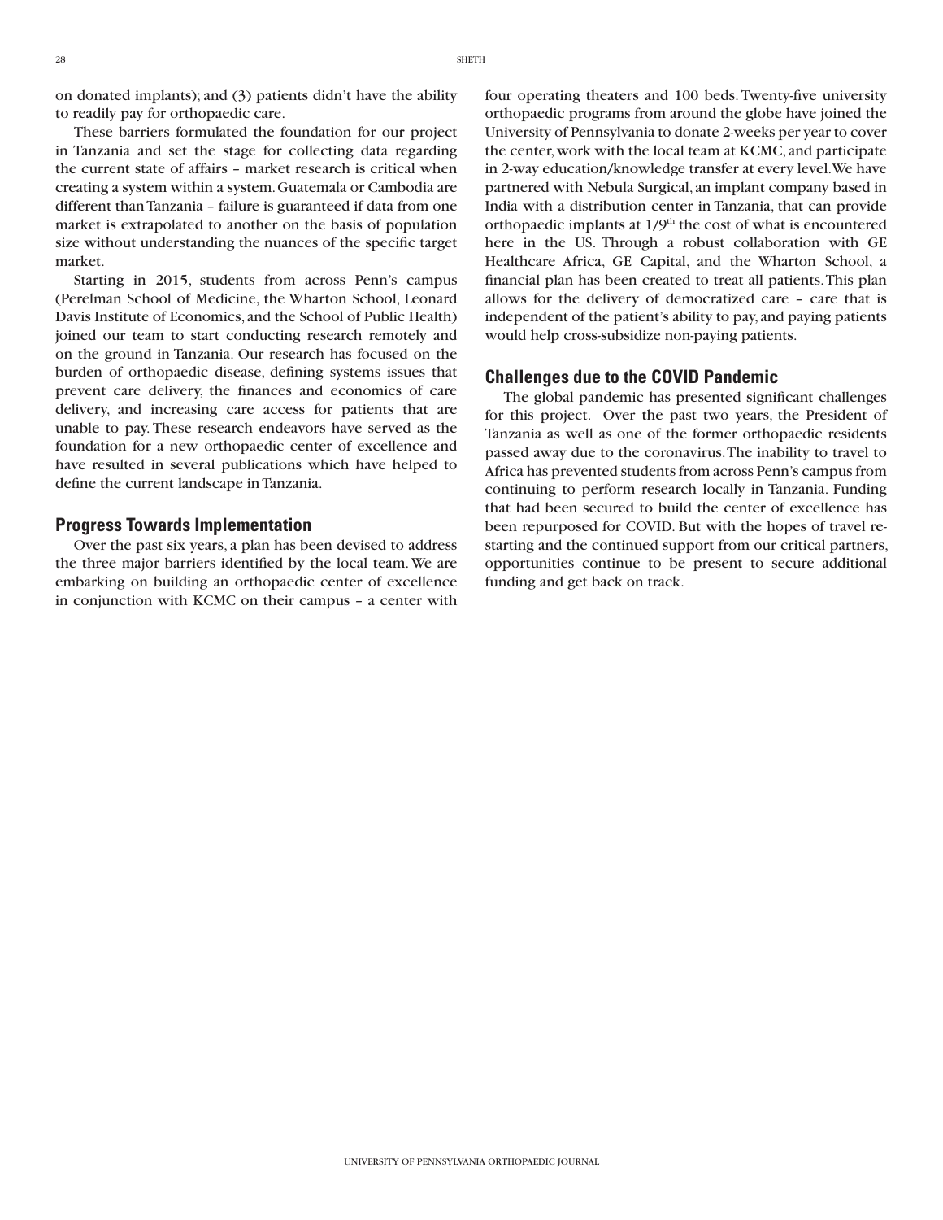on donated implants); and (3) patients didn't have the ability to readily pay for orthopaedic care.

These barriers formulated the foundation for our project in Tanzania and set the stage for collecting data regarding the current state of affairs – market research is critical when creating a system within a system. Guatemala or Cambodia are different than Tanzania – failure is guaranteed if data from one market is extrapolated to another on the basis of population size without understanding the nuances of the specific target market.

Starting in 2015, students from across Penn's campus (Perelman School of Medicine, the Wharton School, Leonard Davis Institute of Economics, and the School of Public Health) joined our team to start conducting research remotely and on the ground in Tanzania. Our research has focused on the burden of orthopaedic disease, defining systems issues that prevent care delivery, the finances and economics of care delivery, and increasing care access for patients that are unable to pay. These research endeavors have served as the foundation for a new orthopaedic center of excellence and have resulted in several publications which have helped to define the current landscape in Tanzania.

## Progress Towards Implementation

Over the past six years, a plan has been devised to address the three major barriers identified by the local team. We are embarking on building an orthopaedic center of excellence in conjunction with KCMC on their campus – a center with four operating theaters and 100 beds. Twenty-five university orthopaedic programs from around the globe have joined the University of Pennsylvania to donate 2-weeks per year to cover the center, work with the local team at KCMC, and participate in 2-way education/knowledge transfer at every level. We have partnered with Nebula Surgical, an implant company based in India with a distribution center in Tanzania, that can provide orthopaedic implants at 1/9$^{th}$ the cost of what is encountered here in the US. Through a robust collaboration with GE Healthcare Africa, GE Capital, and the Wharton School, a financial plan has been created to treat all patients. This plan allows for the delivery of democratized care – care that is independent of the patient's ability to pay, and paying patients would help cross-subsidize non-paying patients.

## Challenges due to the COVID Pandemic

The global pandemic has presented significant challenges for this project. Over the past two years, the President of Tanzania as well as one of the former orthopaedic residents passed away due to the coronavirus. The inability to travel to Africa has prevented students from across Penn's campus from continuing to perform research locally in Tanzania. Funding that had been secured to build the center of excellence has been repurposed for COVID. But with the hopes of travel re-starting and the continued support from our critical partners, opportunities continue to be present to secure additional funding and get back on track.